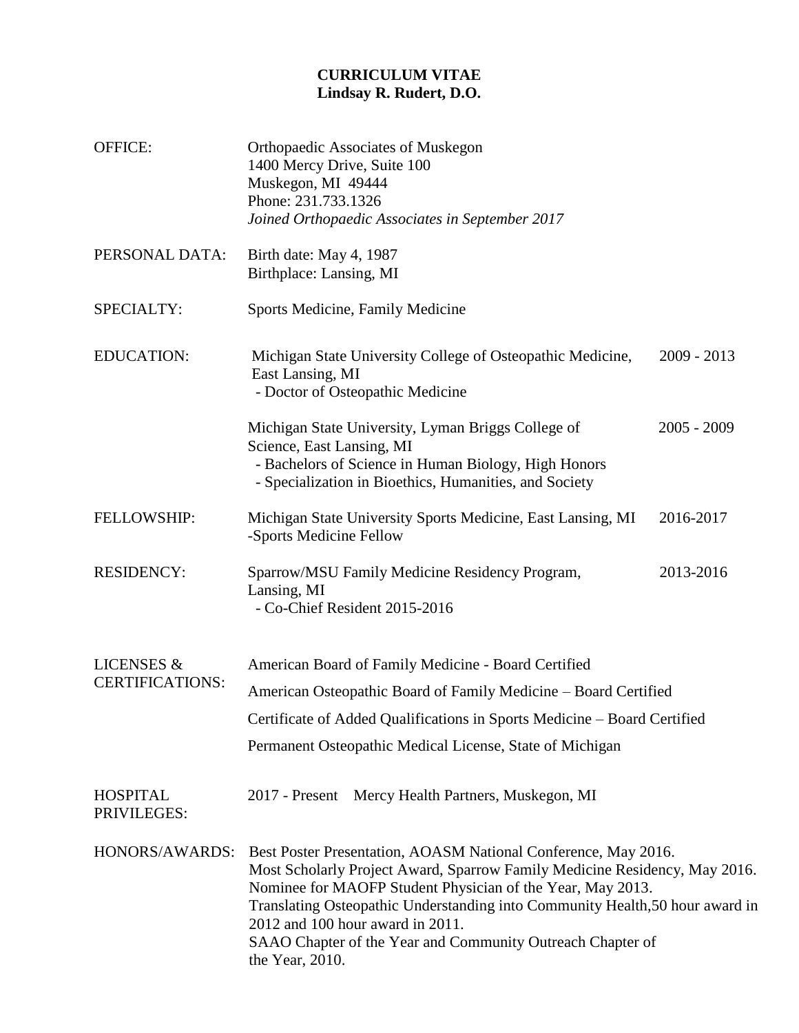# CURRICULUM VITAE
## Lindsay R. Rudert, D.O.

**OFFICE:**

Orthopaedic Associates of Muskegon
1400 Mercy Drive, Suite 100
Muskegon, MI 49444
Phone: 231.733.1326
*Joined Orthopaedic Associates in September 2017*

**PERSONAL DATA:**

Birth date: May 4, 1987
Birthplace: Lansing, MI

**SPECIALTY:**

Sports Medicine, Family Medicine

**EDUCATION:**

Michigan State University College of Osteopathic Medicine, East Lansing, MI — 2009 - 2013
- Doctor of Osteopathic Medicine

Michigan State University, Lyman Briggs College of Science, East Lansing, MI — 2005 - 2009
- Bachelors of Science in Human Biology, High Honors
- Specialization in Bioethics, Humanities, and Society

**FELLOWSHIP:**

Michigan State University Sports Medicine, East Lansing, MI — 2016-2017
- Sports Medicine Fellow

**RESIDENCY:**

Sparrow/MSU Family Medicine Residency Program, Lansing, MI — 2013-2016
- Co-Chief Resident 2015-2016

**LICENSES & CERTIFICATIONS:**

American Board of Family Medicine - Board Certified

American Osteopathic Board of Family Medicine – Board Certified

Certificate of Added Qualifications in Sports Medicine – Board Certified

Permanent Osteopathic Medical License, State of Michigan

**HOSPITAL PRIVILEGES:**

2017 - Present Mercy Health Partners, Muskegon, MI

**HONORS/AWARDS:**

Best Poster Presentation, AOASM National Conference, May 2016.
Most Scholarly Project Award, Sparrow Family Medicine Residency, May 2016.
Nominee for MAOFP Student Physician of the Year, May 2013.
Translating Osteopathic Understanding into Community Health,50 hour award in 2012 and 100 hour award in 2011.
SAAO Chapter of the Year and Community Outreach Chapter of the Year, 2010.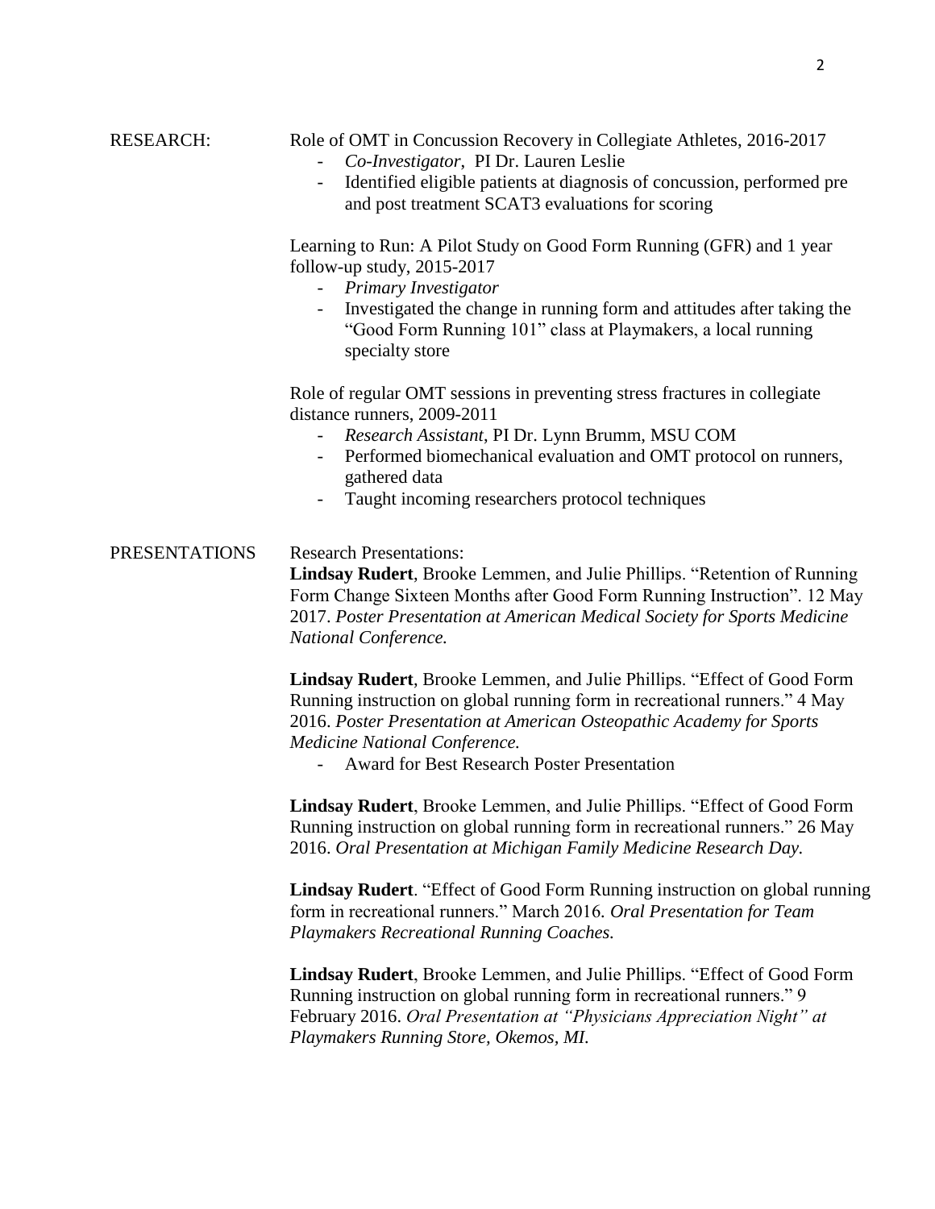## RESEARCH:

Role of OMT in Concussion Recovery in Collegiate Athletes, 2016-2017

- *Co-Investigator*, PI Dr. Lauren Leslie
- Identified eligible patients at diagnosis of concussion, performed pre and post treatment SCAT3 evaluations for scoring

Learning to Run: A Pilot Study on Good Form Running (GFR) and 1 year follow-up study, 2015-2017

- *Primary Investigator*
- Investigated the change in running form and attitudes after taking the "Good Form Running 101" class at Playmakers, a local running specialty store

Role of regular OMT sessions in preventing stress fractures in collegiate distance runners, 2009-2011

- *Research Assistant*, PI Dr. Lynn Brumm, MSU COM
- Performed biomechanical evaluation and OMT protocol on runners, gathered data
- Taught incoming researchers protocol techniques

## PRESENTATIONS

Research Presentations:

**Lindsay Rudert**, Brooke Lemmen, and Julie Phillips. "Retention of Running Form Change Sixteen Months after Good Form Running Instruction". 12 May 2017. *Poster Presentation at American Medical Society for Sports Medicine National Conference.*

**Lindsay Rudert**, Brooke Lemmen, and Julie Phillips. "Effect of Good Form Running instruction on global running form in recreational runners." 4 May 2016. *Poster Presentation at American Osteopathic Academy for Sports Medicine National Conference.*

- Award for Best Research Poster Presentation

**Lindsay Rudert**, Brooke Lemmen, and Julie Phillips. "Effect of Good Form Running instruction on global running form in recreational runners." 26 May 2016. *Oral Presentation at Michigan Family Medicine Research Day.*

**Lindsay Rudert**. "Effect of Good Form Running instruction on global running form in recreational runners." March 2016. *Oral Presentation for Team Playmakers Recreational Running Coaches.*

**Lindsay Rudert**, Brooke Lemmen, and Julie Phillips. "Effect of Good Form Running instruction on global running form in recreational runners." 9 February 2016. *Oral Presentation at "Physicians Appreciation Night" at Playmakers Running Store, Okemos, MI.*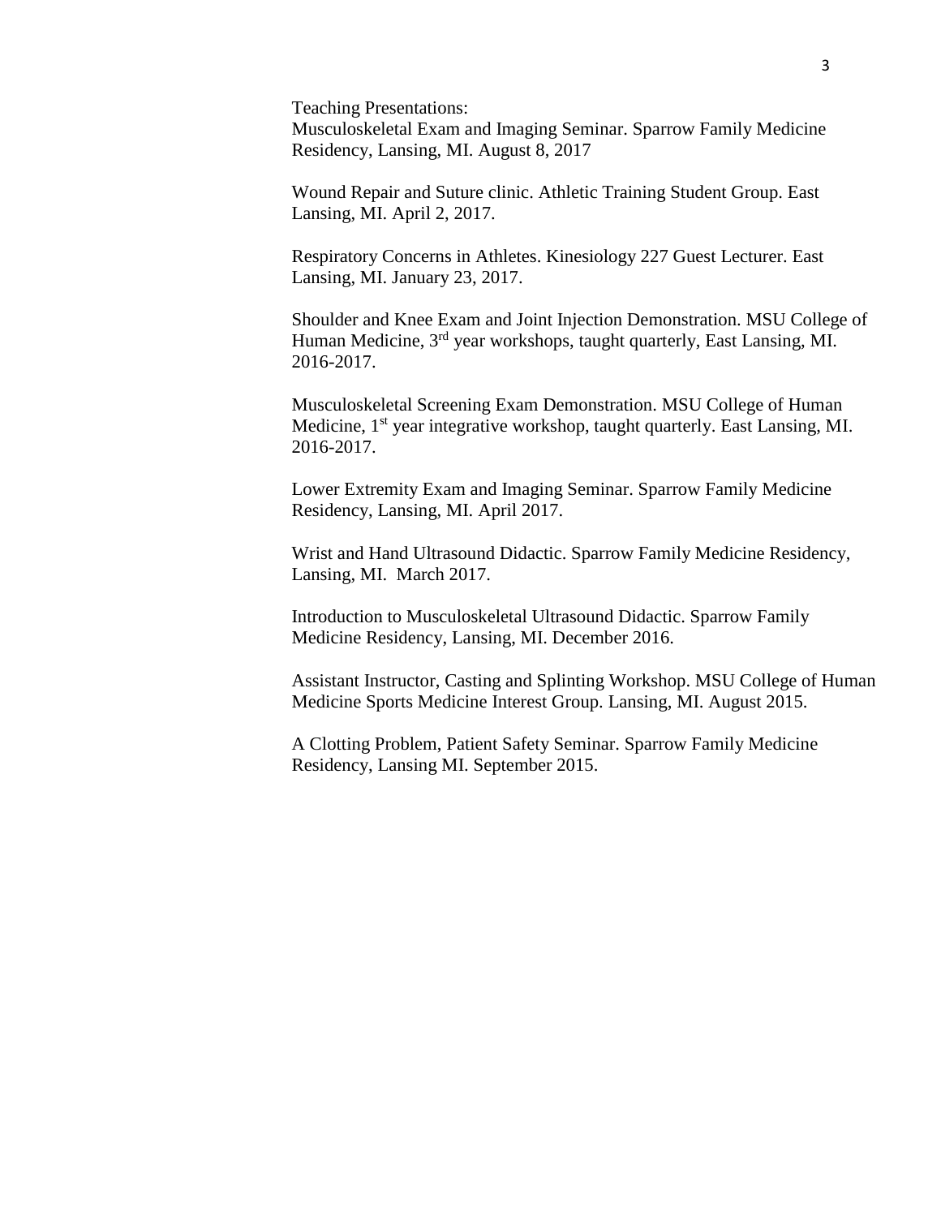Teaching Presentations:

Musculoskeletal Exam and Imaging Seminar. Sparrow Family Medicine Residency, Lansing, MI. August 8, 2017

Wound Repair and Suture clinic. Athletic Training Student Group. East Lansing, MI. April 2, 2017.

Respiratory Concerns in Athletes. Kinesiology 227 Guest Lecturer. East Lansing, MI. January 23, 2017.

Shoulder and Knee Exam and Joint Injection Demonstration. MSU College of Human Medicine, 3rd year workshops, taught quarterly, East Lansing, MI. 2016-2017.

Musculoskeletal Screening Exam Demonstration. MSU College of Human Medicine, 1st year integrative workshop, taught quarterly. East Lansing, MI. 2016-2017.

Lower Extremity Exam and Imaging Seminar. Sparrow Family Medicine Residency, Lansing, MI. April 2017.

Wrist and Hand Ultrasound Didactic. Sparrow Family Medicine Residency, Lansing, MI. March 2017.

Introduction to Musculoskeletal Ultrasound Didactic. Sparrow Family Medicine Residency, Lansing, MI. December 2016.

Assistant Instructor, Casting and Splinting Workshop. MSU College of Human Medicine Sports Medicine Interest Group. Lansing, MI. August 2015.

A Clotting Problem, Patient Safety Seminar. Sparrow Family Medicine Residency, Lansing MI. September 2015.